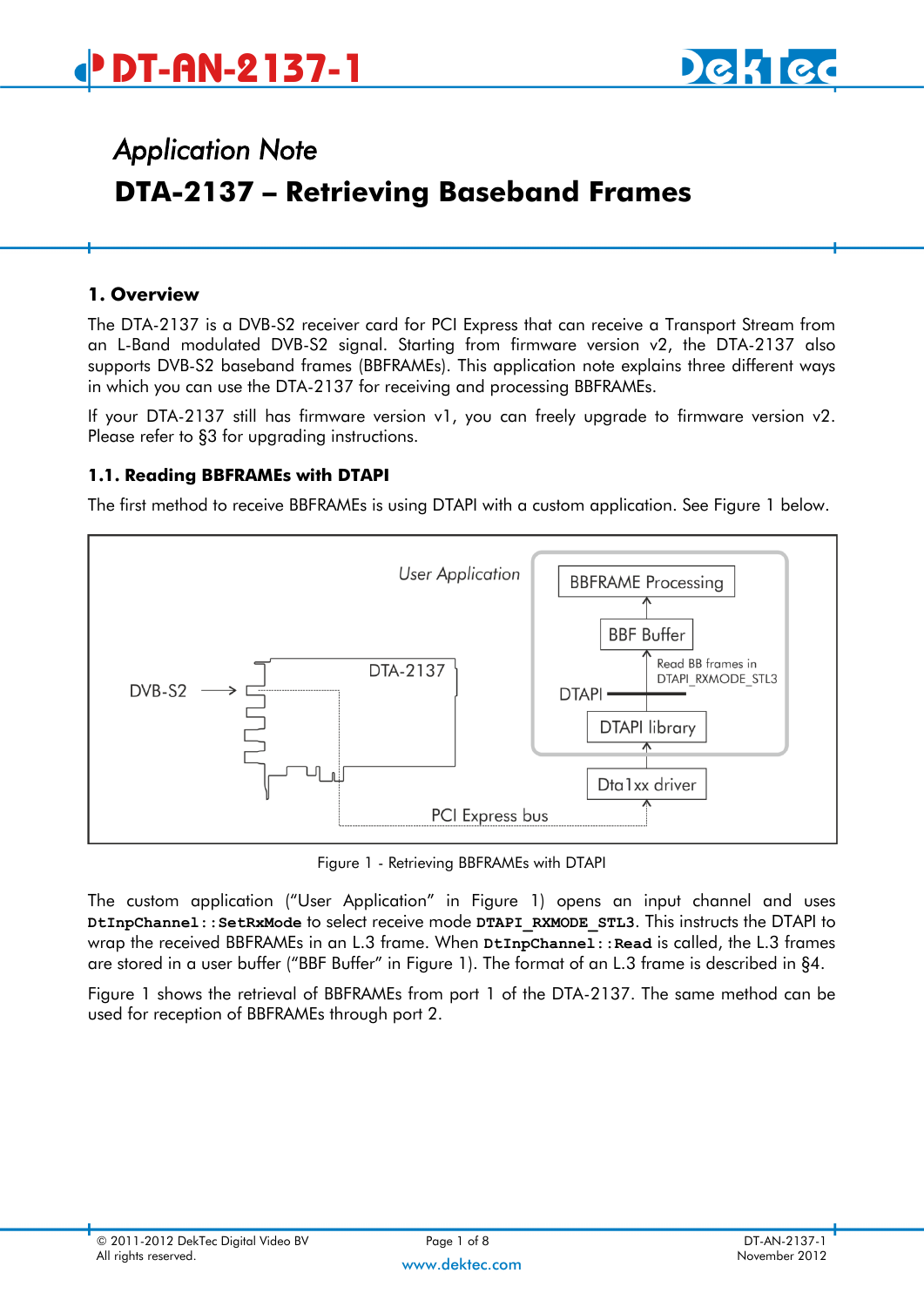# Application Note

# DTA-2137 – Retrieving Baseband Frames

## 1. Overview

The DTA-2137 is a DVB-S2 receiver card for PCI Express that can receive a Transport Stream from an L-Band modulated DVB-S2 signal. Starting from firmware version v2, the DTA-2137 also supports DVB-S2 baseband frames (BBFRAMEs). This application note explains three different ways in which you can use the DTA-2137 for receiving and processing BBFRAMEs.

If your DTA-2137 still has firmware version v1, you can freely upgrade to firmware version v2. Please refer to §3 for upgrading instructions.

### 1.1. Reading BBFRAMEs with DTAPI

The first method to receive BBFRAMEs is using DTAPI with a custom application. See Figure 1 below.

Figure 1 - Retrieving BBFRAMEs with DTAPI

The custom application ("User Application" in Figure 1) opens an input channel and uses **DtInpChannel::SetRxMode** to select receive mode **DTAPI_RXMODE_STL3**. This instructs the DTAPI to wrap the received BBFRAMEs in an L.3 frame. When **DtInpChannel::Read** is called, the L.3 frames are stored in a user buffer ("BBF Buffer" in Figure 1). The format of an L.3 frame is described in §4.

Figure 1 shows the retrieval of BBFRAMEs from port 1 of the DTA-2137. The same method can be used for reception of BBFRAMEs through port 2.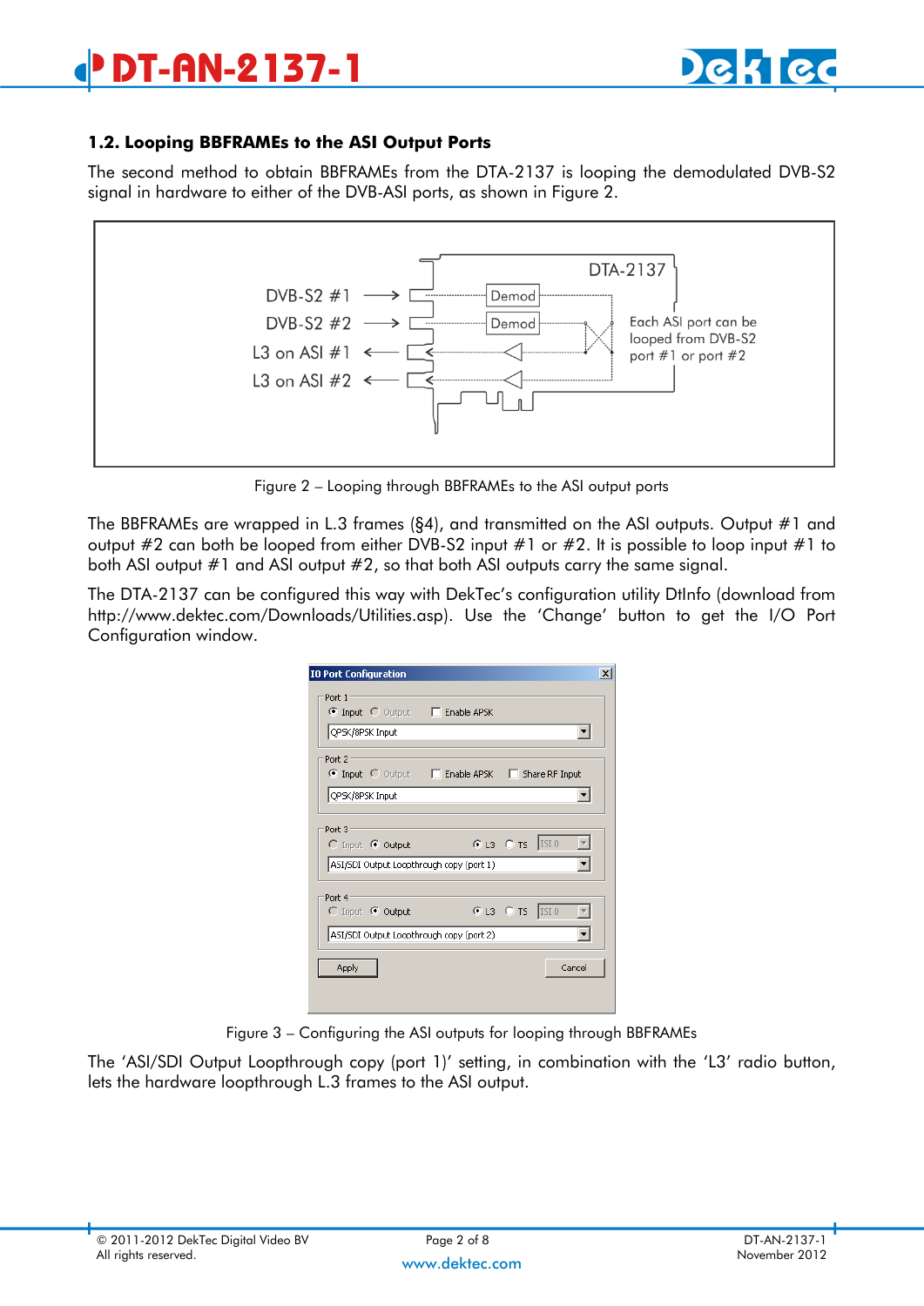## 1.2. Looping BBFRAMEs to the ASI Output Ports

The second method to obtain BBFRAMEs from the DTA-2137 is looping the demodulated DVB-S2 signal in hardware to either of the DVB-ASI ports, as shown in Figure 2.

Figure 2 – Looping through BBFRAMEs to the ASI output ports

The BBFRAMEs are wrapped in L.3 frames (§4), and transmitted on the ASI outputs. Output #1 and output #2 can both be looped from either DVB-S2 input #1 or #2. It is possible to loop input #1 to both ASI output #1 and ASI output #2, so that both ASI outputs carry the same signal.

The DTA-2137 can be configured this way with DekTec's configuration utility DtInfo (download from http://www.dektec.com/Downloads/Utilities.asp). Use the 'Change' button to get the I/O Port Configuration window.

Figure 3 – Configuring the ASI outputs for looping through BBFRAMEs

The 'ASI/SDI Output Loopthrough copy (port 1)' setting, in combination with the 'L3' radio button, lets the hardware loopthrough L.3 frames to the ASI output.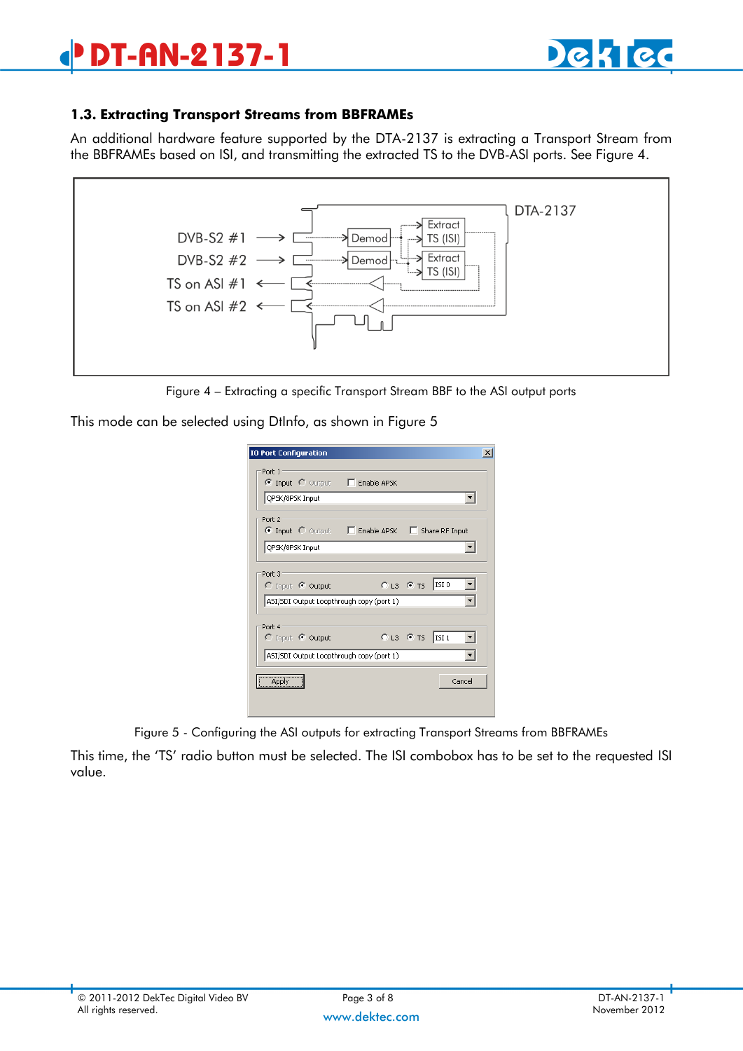### 1.3. Extracting Transport Streams from BBFRAMEs

An additional hardware feature supported by the DTA-2137 is extracting a Transport Stream from the BBFRAMEs based on ISI, and transmitting the extracted TS to the DVB-ASI ports. See Figure 4.

Figure 4 – Extracting a specific Transport Stream BBF to the ASI output ports

This mode can be selected using DtInfo, as shown in Figure 5

Figure 5 - Configuring the ASI outputs for extracting Transport Streams from BBFRAMEs

This time, the 'TS' radio button must be selected. The ISI combobox has to be set to the requested ISI value.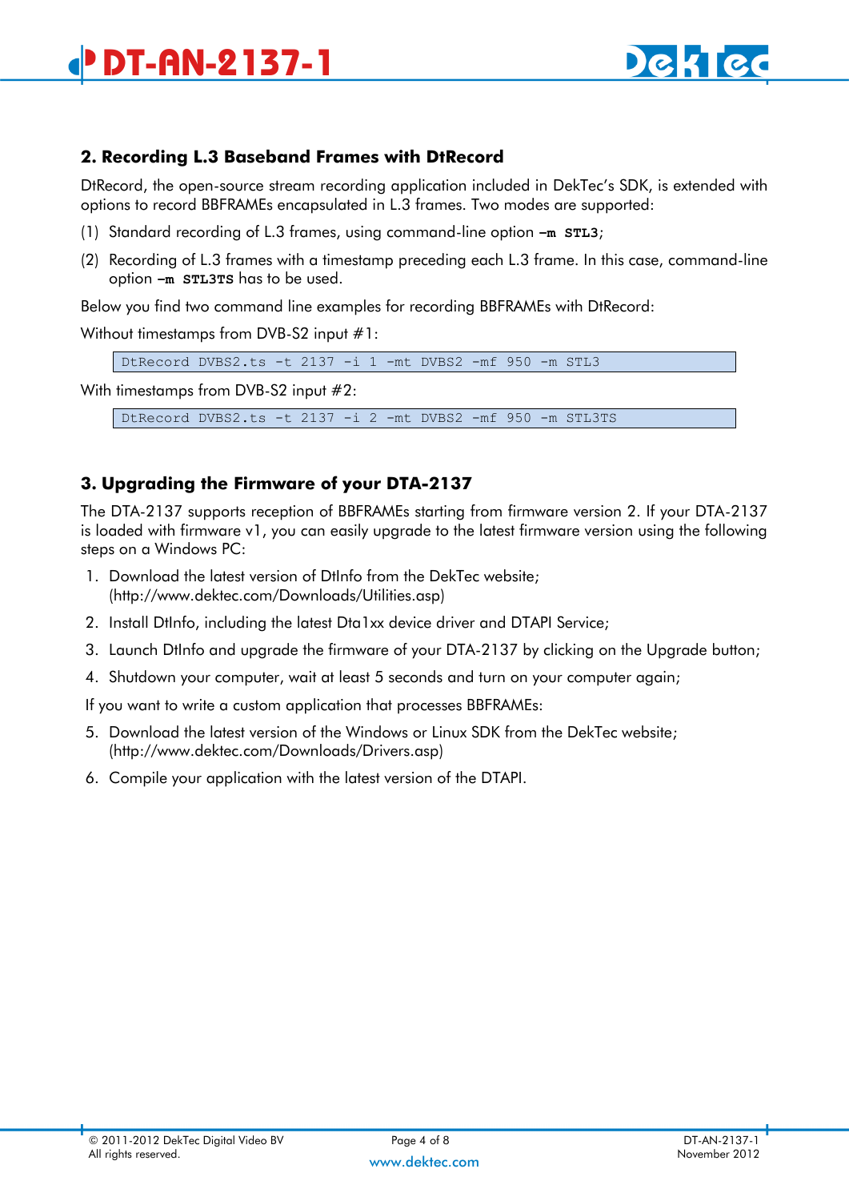## 2. Recording L.3 Baseband Frames with DtRecord

DtRecord, the open-source stream recording application included in DekTec's SDK, is extended with options to record BBFRAMEs encapsulated in L.3 frames. Two modes are supported:

(1) Standard recording of L.3 frames, using command-line option **-m STL3**;

(2) Recording of L.3 frames with a timestamp preceding each L.3 frame. In this case, command-line option **-m STL3TS** has to be used.

Below you find two command line examples for recording BBFRAMEs with DtRecord:

Without timestamps from DVB-S2 input #1:

```
DtRecord DVBS2.ts -t 2137 -i 1 -mt DVBS2 -mf 950 -m STL3
```

With timestamps from DVB-S2 input #2:

```
DtRecord DVBS2.ts -t 2137 -i 2 -mt DVBS2 -mf 950 -m STL3TS
```

## 3. Upgrading the Firmware of your DTA-2137

The DTA-2137 supports reception of BBFRAMEs starting from firmware version 2. If your DTA-2137 is loaded with firmware v1, you can easily upgrade to the latest firmware version using the following steps on a Windows PC:

1. Download the latest version of DtInfo from the DekTec website; (http://www.dektec.com/Downloads/Utilities.asp)
2. Install DtInfo, including the latest Dta1xx device driver and DTAPI Service;
3. Launch DtInfo and upgrade the firmware of your DTA-2137 by clicking on the Upgrade button;
4. Shutdown your computer, wait at least 5 seconds and turn on your computer again;

If you want to write a custom application that processes BBFRAMEs:

5. Download the latest version of the Windows or Linux SDK from the DekTec website; (http://www.dektec.com/Downloads/Drivers.asp)
6. Compile your application with the latest version of the DTAPI.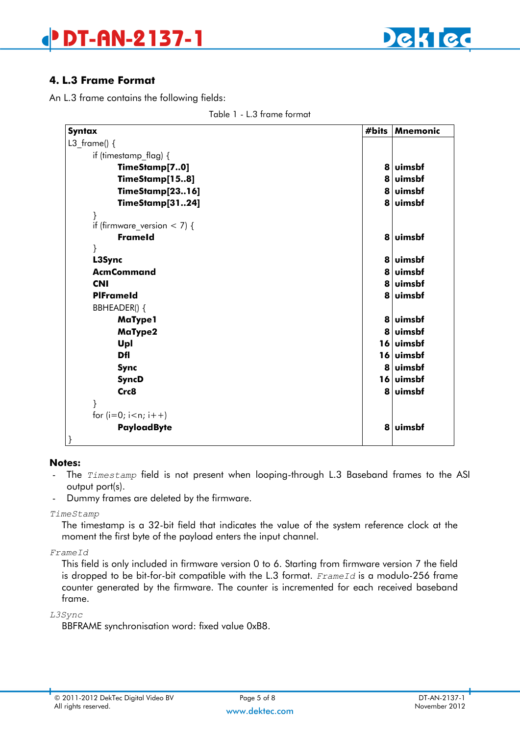## 4. L.3 Frame Format

An L.3 frame contains the following fields:

Table 1 - L.3 frame format

| Syntax | #bits | Mnemonic |
|---|---|---|
| L3_frame() { | | |
| if (timestamp_flag) { | | |
| **TimeStamp[7..0]** | 8 | uimsbf |
| **TimeStamp[15..8]** | 8 | uimsbf |
| **TimeStamp[23..16]** | 8 | uimsbf |
| **TimeStamp[31..24]** | 8 | uimsbf |
| } | | |
| if (firmware_version < 7) { | | |
| **FrameId** | 8 | uimsbf |
| } | | |
| **L3Sync** | 8 | uimsbf |
| **AcmCommand** | 8 | uimsbf |
| **CNI** | 8 | uimsbf |
| **PlFrameId** | 8 | uimsbf |
| BBHEADER() { | | |
| **MaType1** | 8 | uimsbf |
| **MaType2** | 8 | uimsbf |
| **Upl** | 16 | uimsbf |
| **Dfl** | 16 | uimsbf |
| **Sync** | 8 | uimsbf |
| **SyncD** | 16 | uimsbf |
| **Crc8** | 8 | uimsbf |
| } | | |
| for (i=0; i<n; i++) | | |
| **PayloadByte** | 8 | uimsbf |
| } | | |

**Notes:**

- The `Timestamp` field is not present when looping-through L.3 Baseband frames to the ASI output port(s).
- Dummy frames are deleted by the firmware.

`TimeStamp`

The timestamp is a 32-bit field that indicates the value of the system reference clock at the moment the first byte of the payload enters the input channel.

`FrameId`

This field is only included in firmware version 0 to 6. Starting from firmware version 7 the field is dropped to be bit-for-bit compatible with the L.3 format. `FrameId` is a modulo-256 frame counter generated by the firmware. The counter is incremented for each received baseband frame.

`L3Sync`

BBFRAME synchronisation word: fixed value 0xB8.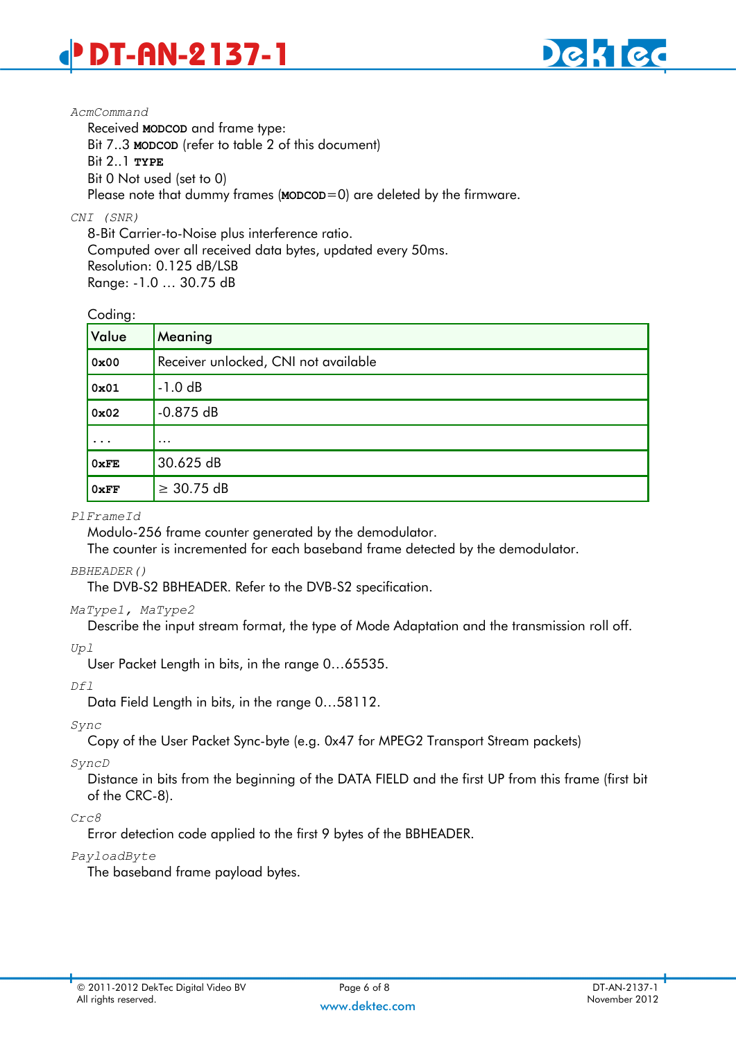*AcmCommand*

Received **MODCOD** and frame type:
Bit 7..3 **MODCOD** (refer to table 2 of this document)
Bit 2..1 **TYPE**
Bit 0 Not used (set to 0)
Please note that dummy frames (**MODCOD**=0) are deleted by the firmware.

*CNI (SNR)*

8-Bit Carrier-to-Noise plus interference ratio.
Computed over all received data bytes, updated every 50ms.
Resolution: 0.125 dB/LSB
Range: -1.0 … 30.75 dB

Coding:

| Value | Meaning |
|---|---|
| **0x00** | Receiver unlocked, CNI not available |
| **0x01** | -1.0 dB |
| **0x02** | -0.875 dB |
| ... | … |
| **0xFE** | 30.625 dB |
| **0xFF** | ≥ 30.75 dB |

*PlFrameId*

Modulo-256 frame counter generated by the demodulator.
The counter is incremented for each baseband frame detected by the demodulator.

*BBHEADER()*

The DVB-S2 BBHEADER. Refer to the DVB-S2 specification.

*MaType1, MaType2*

Describe the input stream format, the type of Mode Adaptation and the transmission roll off.

*Upl*

User Packet Length in bits, in the range 0…65535.

*Dfl*

Data Field Length in bits, in the range 0…58112.

*Sync*

Copy of the User Packet Sync-byte (e.g. 0x47 for MPEG2 Transport Stream packets)

*SyncD*

Distance in bits from the beginning of the DATA FIELD and the first UP from this frame (first bit of the CRC-8).

*Crc8*

Error detection code applied to the first 9 bytes of the BBHEADER.

*PayloadByte*

The baseband frame payload bytes.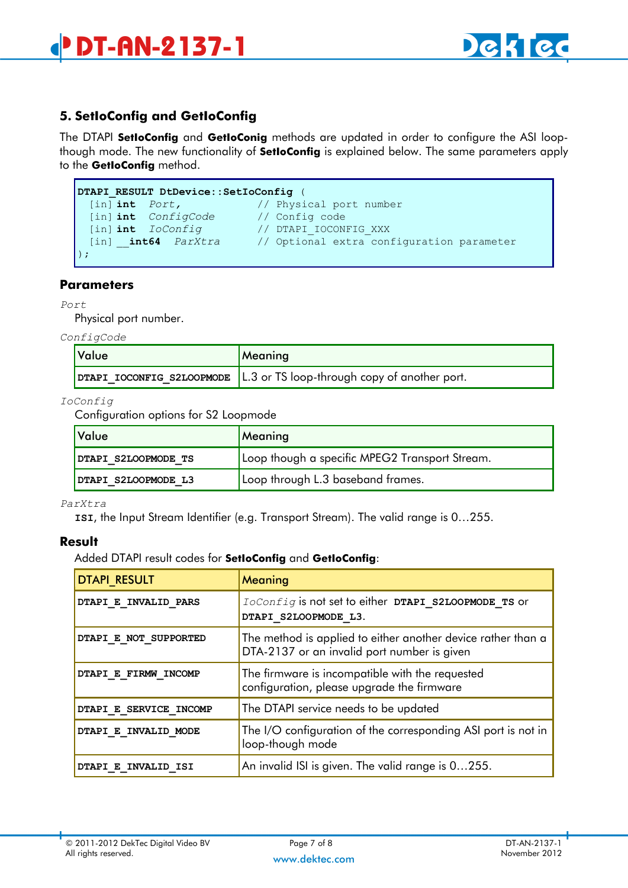## 5. SetIoConfig and GetIoConfig

The DTAPI **SetIoConfig** and **GetIoConig** methods are updated in order to configure the ASI loop-though mode. The new functionality of **SetIoConfig** is explained below. The same parameters apply to the **GetIoConfig** method.

```
DTAPI_RESULT DtDevice::SetIoConfig (
  [in] int  Port,             // Physical port number
  [in] int  ConfigCode        // Config code
  [in] int  IoConfig          // DTAPI_IOCONFIG_XXX
  [in] __int64  ParXtra       // Optional extra configuration parameter
);
```

### Parameters

*Port*

Physical port number.

*ConfigCode*

| Value | Meaning |
|---|---|
| **DTAPI_IOCONFIG_S2LOOPMODE** | L.3 or TS loop-through copy of another port. |

*IoConfig*

Configuration options for S2 Loopmode

| Value | Meaning |
|---|---|
| **DTAPI_S2LOOPMODE_TS** | Loop though a specific MPEG2 Transport Stream. |
| **DTAPI_S2LOOPMODE_L3** | Loop through L.3 baseband frames. |

*ParXtra*

**ISI**, the Input Stream Identifier (e.g. Transport Stream). The valid range is 0…255.

### Result

Added DTAPI result codes for **SetIoConfig** and **GetIoConfig**:

| DTAPI_RESULT | Meaning |
|---|---|
| **DTAPI_E_INVALID_PARS** | *IoConfig* is not set to either **DTAPI_S2LOOPMODE_TS** or **DTAPI_S2LOOPMODE_L3**. |
| **DTAPI_E_NOT_SUPPORTED** | The method is applied to either another device rather than a DTA-2137 or an invalid port number is given |
| **DTAPI_E_FIRMW_INCOMP** | The firmware is incompatible with the requested configuration, please upgrade the firmware |
| **DTAPI_E_SERVICE_INCOMP** | The DTAPI service needs to be updated |
| **DTAPI_E_INVALID_MODE** | The I/O configuration of the corresponding ASI port is not in loop-though mode |
| **DTAPI_E_INVALID_ISI** | An invalid ISI is given. The valid range is 0…255. |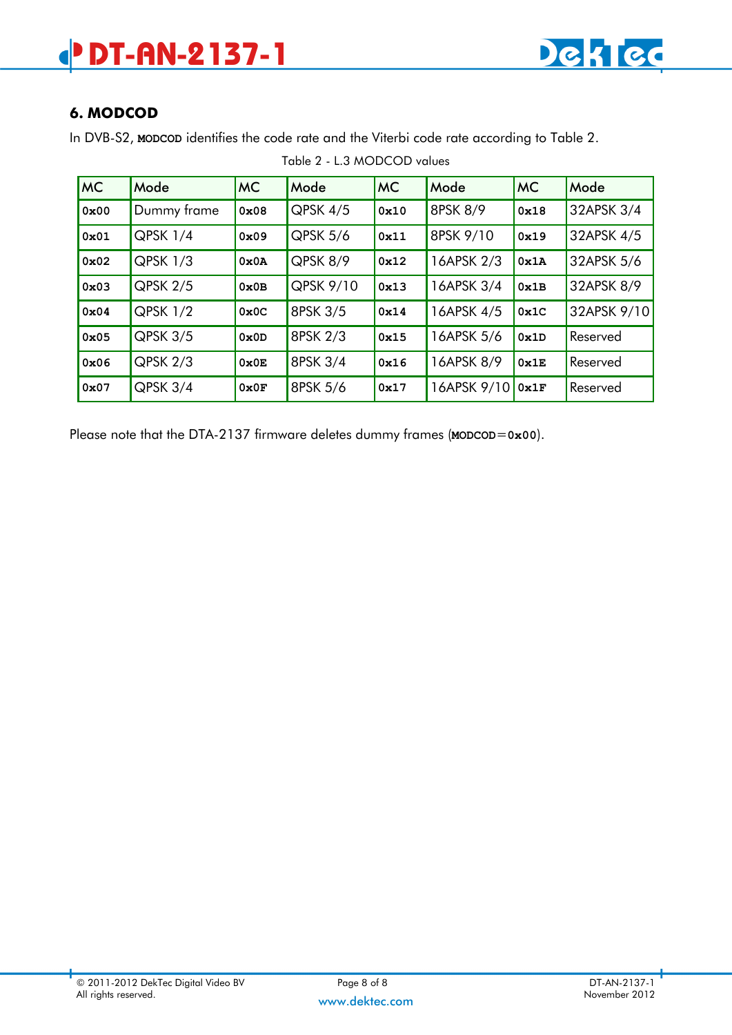## 6. MODCOD

In DVB-S2, **MODCOD** identifies the code rate and the Viterbi code rate according to Table 2.

Table 2 - L.3 MODCOD values

| MC | Mode | MC | Mode | MC | Mode | MC | Mode |
|---|---|---|---|---|---|---|---|
| **0x00** | Dummy frame | **0x08** | QPSK 4/5 | **0x10** | 8PSK 8/9 | **0x18** | 32APSK 3/4 |
| **0x01** | QPSK 1/4 | **0x09** | QPSK 5/6 | **0x11** | 8PSK 9/10 | **0x19** | 32APSK 4/5 |
| **0x02** | QPSK 1/3 | **0x0A** | QPSK 8/9 | **0x12** | 16APSK 2/3 | **0x1A** | 32APSK 5/6 |
| **0x03** | QPSK 2/5 | **0x0B** | QPSK 9/10 | **0x13** | 16APSK 3/4 | **0x1B** | 32APSK 8/9 |
| **0x04** | QPSK 1/2 | **0x0C** | 8PSK 3/5 | **0x14** | 16APSK 4/5 | **0x1C** | 32APSK 9/10 |
| **0x05** | QPSK 3/5 | **0x0D** | 8PSK 2/3 | **0x15** | 16APSK 5/6 | **0x1D** | Reserved |
| **0x06** | QPSK 2/3 | **0x0E** | 8PSK 3/4 | **0x16** | 16APSK 8/9 | **0x1E** | Reserved |
| **0x07** | QPSK 3/4 | **0x0F** | 8PSK 5/6 | **0x17** | 16APSK 9/10 | **0x1F** | Reserved |

Please note that the DTA-2137 firmware deletes dummy frames (**MODCOD**=**0x00**).